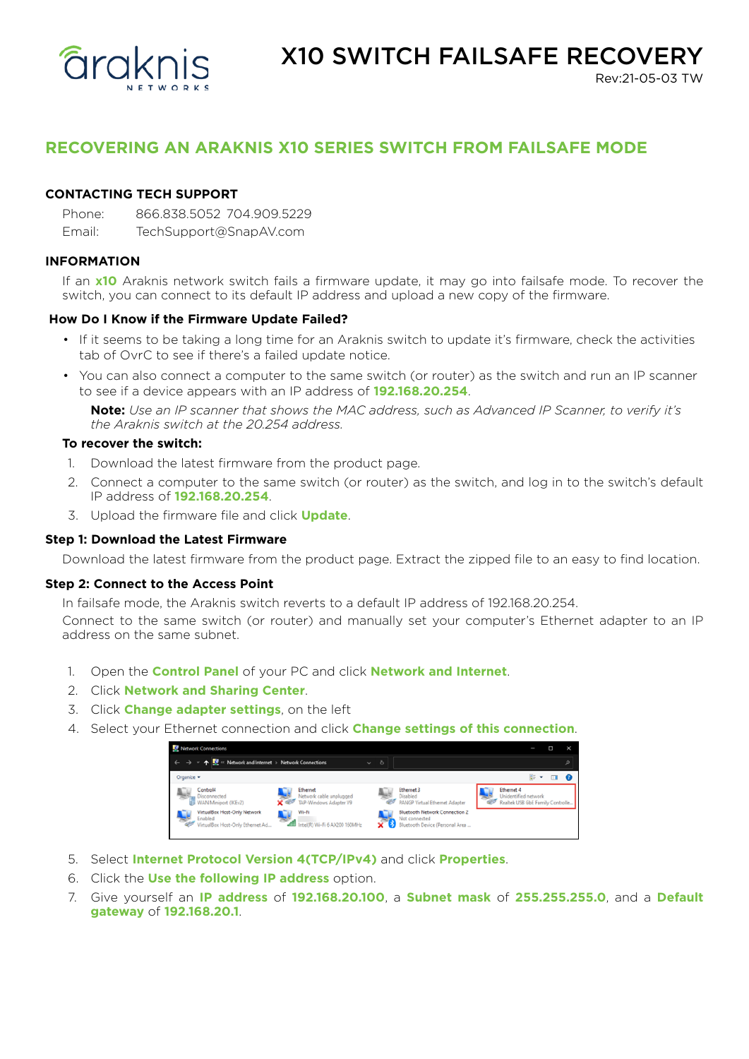araknis NETWORKS

# X10 SWITCH FAILSAFE RECOVERY

Rev:21-05-03 TW

## RECOVERING AN ARAKNIS X10 SERIES SWITCH FROM FAILSAFE MODE

### CONTACTING TECH SUPPORT

Phone: 866.838.5052 704.909.5229

Email: TechSupport@SnapAV.com

### INFORMATION

If an **x10** Araknis network switch fails a firmware update, it may go into failsafe mode. To recover the switch, you can connect to its default IP address and upload a new copy of the firmware.

### How Do I Know if the Firmware Update Failed?

- If it seems to be taking a long time for an Araknis switch to update it's firmware, check the activities tab of OvrC to see if there's a failed update notice.
- You can also connect a computer to the same switch (or router) as the switch and run an IP scanner to see if a device appears with an IP address of **192.168.20.254**.

  **Note:** *Use an IP scanner that shows the MAC address, such as Advanced IP Scanner, to verify it's the Araknis switch at the 20.254 address.*

**To recover the switch:**

1. Download the latest firmware from the product page.
2. Connect a computer to the same switch (or router) as the switch, and log in to the switch's default IP address of **192.168.20.254**.
3. Upload the firmware file and click **Update**.

### Step 1: Download the Latest Firmware

Download the latest firmware from the product page. Extract the zipped file to an easy to find location.

### Step 2: Connect to the Access Point

In failsafe mode, the Araknis switch reverts to a default IP address of 192.168.20.254.

Connect to the same switch (or router) and manually set your computer's Ethernet adapter to an IP address on the same subnet.

1. Open the **Control Panel** of your PC and click **Network and Internet**.
2. Click **Network and Sharing Center**.
3. Click **Change adapter settings**, on the left
4. Select your Ethernet connection and click **Change settings of this connection**.
5. Select **Internet Protocol Version 4(TCP/IPv4)** and click **Properties**.
6. Click the **Use the following IP address** option.
7. Give yourself an **IP address** of **192.168.20.100**, a **Subnet mask** of **255.255.255.0**, and a **Default gateway** of **192.168.20.1**.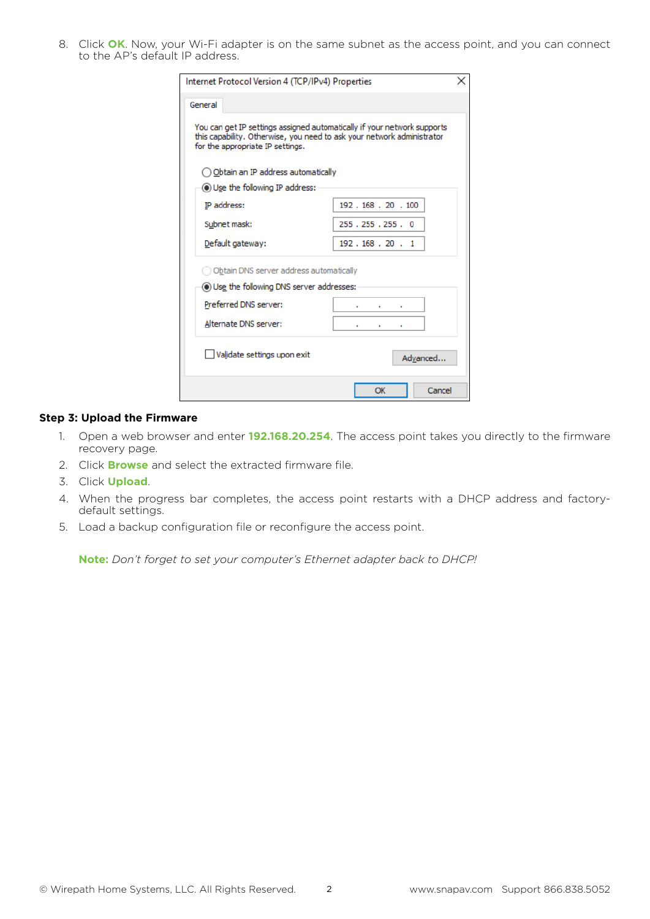8. Click **OK**. Now, your Wi-Fi adapter is on the same subnet as the access point, and you can connect to the AP's default IP address.

Internet Protocol Version 4 (TCP/IPv4) Properties

General

You can get IP settings assigned automatically if your network supports this capability. Otherwise, you need to ask your network administrator for the appropriate IP settings.

Obtain an IP address automatically

Use the following IP address:

IP address: 192 . 168 . 20 . 100

Subnet mask: 255 . 255 . 255 . 0

Default gateway: 192 . 168 . 20 . 1

Obtain DNS server address automatically

Use the following DNS server addresses:

Preferred DNS server:

Alternate DNS server:

Validate settings upon exit

Advanced...

OK Cancel

**Step 3: Upload the Firmware**

1. Open a web browser and enter **192.168.20.254**. The access point takes you directly to the firmware recovery page.
2. Click **Browse** and select the extracted firmware file.
3. Click **Upload**.
4. When the progress bar completes, the access point restarts with a DHCP address and factory-default settings.
5. Load a backup configuration file or reconfigure the access point.

**Note:** *Don't forget to set your computer's Ethernet adapter back to DHCP!*